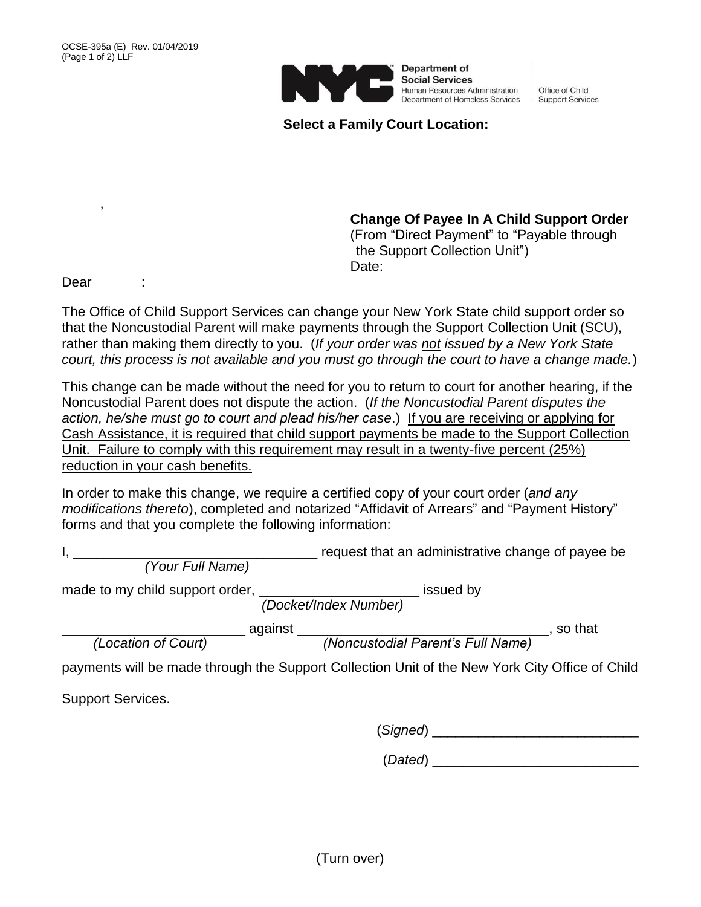OCSE-395a (E) Rev. 01/04/2019
(Page 1 of 2) LLF

Department of Social Services
Human Resources Administration
Department of Homeless Services

Office of Child Support Services

**Select a Family Court Location:**

,

**Change Of Payee In A Child Support Order**
(From "Direct Payment" to "Payable through the Support Collection Unit")
Date:

Dear :

The Office of Child Support Services can change your New York State child support order so that the Noncustodial Parent will make payments through the Support Collection Unit (SCU), rather than making them directly to you. (*If your order was not issued by a New York State court, this process is not available and you must go through the court to have a change made.*)

This change can be made without the need for you to return to court for another hearing, if the Noncustodial Parent does not dispute the action. (*If the Noncustodial Parent disputes the action, he/she must go to court and plead his/her case*.) <u>If you are receiving or applying for Cash Assistance, it is required that child support payments be made to the Support Collection Unit. Failure to comply with this requirement may result in a twenty-five percent (25%) reduction in your cash benefits.</u>

In order to make this change, we require a certified copy of your court order (*and any modifications thereto*), completed and notarized "Affidavit of Arrears" and "Payment History" forms and that you complete the following information:

I, ________________________________ request that an administrative change of payee be
*(Your Full Name)*

made to my child support order, ____________________ issued by
*(Docket/Index Number)*

________________________ against ________________________________, so that
*(Location of Court)* *(Noncustodial Parent's Full Name)*

payments will be made through the Support Collection Unit of the New York City Office of Child Support Services.

(*Signed*) ___________________________

(*Dated*) ___________________________

(Turn over)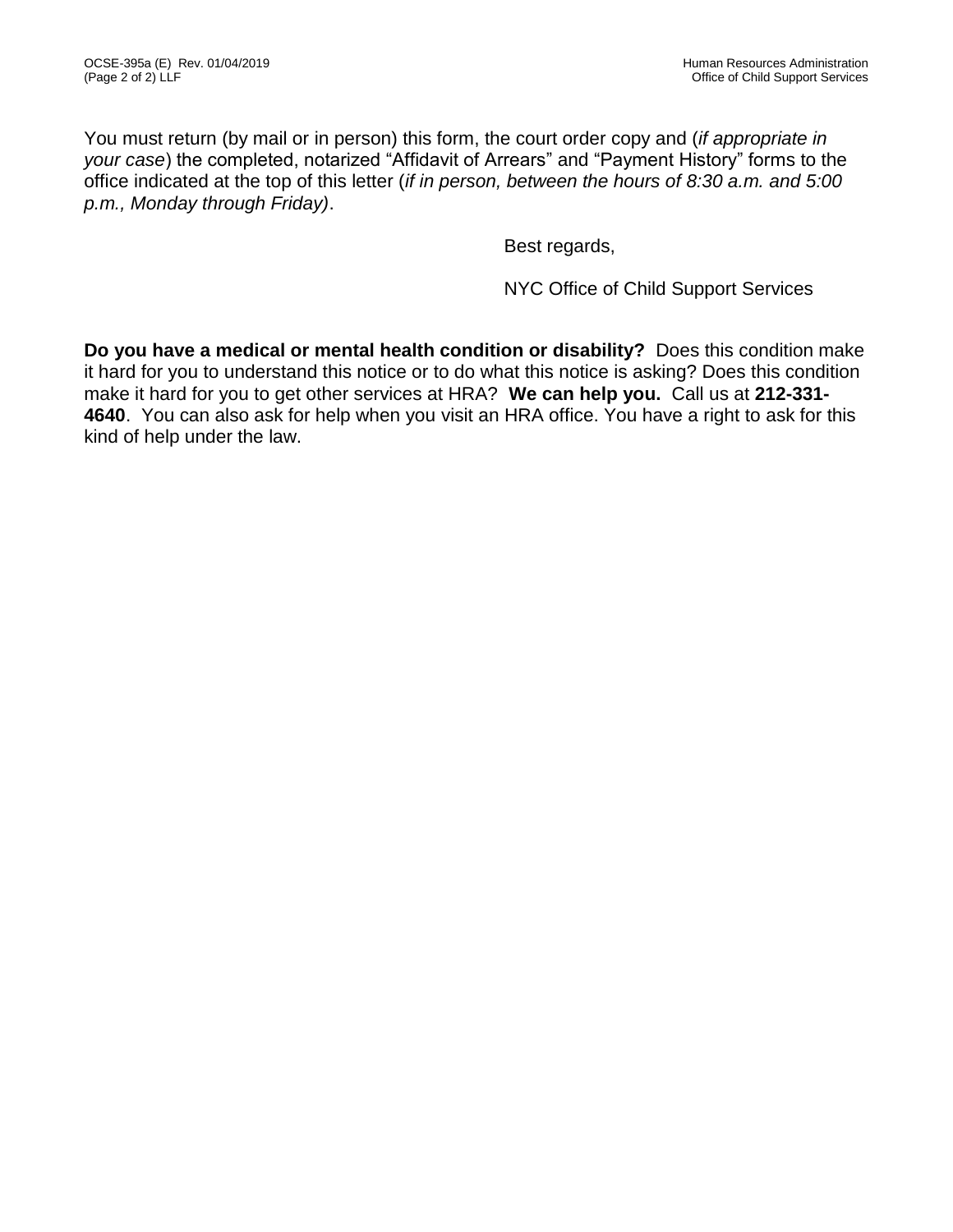You must return (by mail or in person) this form, the court order copy and (*if appropriate in your case*) the completed, notarized "Affidavit of Arrears" and "Payment History" forms to the office indicated at the top of this letter (*if in person, between the hours of 8:30 a.m. and 5:00 p.m., Monday through Friday)*.

Best regards,

NYC Office of Child Support Services

**Do you have a medical or mental health condition or disability?** Does this condition make it hard for you to understand this notice or to do what this notice is asking? Does this condition make it hard for you to get other services at HRA? **We can help you.** Call us at **212-331-4640**. You can also ask for help when you visit an HRA office. You have a right to ask for this kind of help under the law.